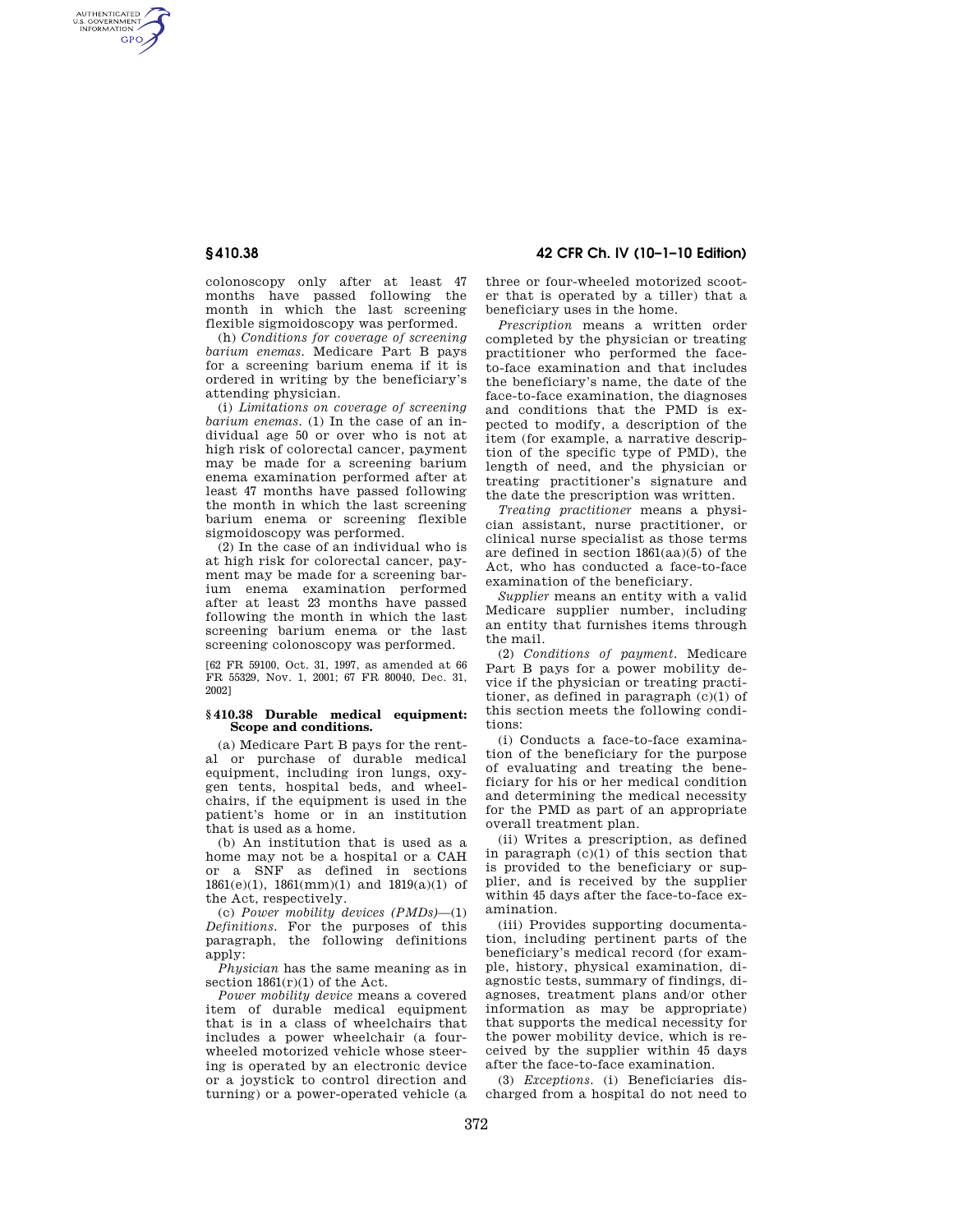colonoscopy only after at least 47 months have passed following the month in which the last screening flexible sigmoidoscopy was performed.

(h) *Conditions for coverage of screening barium enemas.* Medicare Part B pays for a screening barium enema if it is ordered in writing by the beneficiary's attending physician.

(i) *Limitations on coverage of screening barium enemas.* (1) In the case of an individual age 50 or over who is not at high risk of colorectal cancer, payment may be made for a screening barium enema examination performed after at least 47 months have passed following the month in which the last screening barium enema or screening flexible sigmoidoscopy was performed.

(2) In the case of an individual who is at high risk for colorectal cancer, payment may be made for a screening barium enema examination performed after at least 23 months have passed following the month in which the last screening barium enema or the last screening colonoscopy was performed.

[62 FR 59100, Oct. 31, 1997, as amended at 66 FR 55329, Nov. 1, 2001; 67 FR 80040, Dec. 31, 2002]

## § 410.38 Durable medical equipment: Scope and conditions.

(a) Medicare Part B pays for the rental or purchase of durable medical equipment, including iron lungs, oxygen tents, hospital beds, and wheelchairs, if the equipment is used in the patient's home or in an institution that is used as a home.

(b) An institution that is used as a home may not be a hospital or a CAH or a SNF as defined in sections 1861(e)(1), 1861(mm)(1) and 1819(a)(1) of the Act, respectively.

(c) *Power mobility devices (PMDs)*—(1) *Definitions.* For the purposes of this paragraph, the following definitions apply:

*Physician* has the same meaning as in section 1861(r)(1) of the Act.

*Power mobility device* means a covered item of durable medical equipment that is in a class of wheelchairs that includes a power wheelchair (a four-wheeled motorized vehicle whose steering is operated by an electronic device or a joystick to control direction and turning) or a power-operated vehicle (a three or four-wheeled motorized scooter that is operated by a tiller) that a beneficiary uses in the home.

*Prescription* means a written order completed by the physician or treating practitioner who performed the face-to-face examination and that includes the beneficiary's name, the date of the face-to-face examination, the diagnoses and conditions that the PMD is expected to modify, a description of the item (for example, a narrative description of the specific type of PMD), the length of need, and the physician or treating practitioner's signature and the date the prescription was written.

*Treating practitioner* means a physician assistant, nurse practitioner, or clinical nurse specialist as those terms are defined in section 1861(aa)(5) of the Act, who has conducted a face-to-face examination of the beneficiary.

*Supplier* means an entity with a valid Medicare supplier number, including an entity that furnishes items through the mail.

(2) *Conditions of payment.* Medicare Part B pays for a power mobility device if the physician or treating practitioner, as defined in paragraph (c)(1) of this section meets the following conditions:

(i) Conducts a face-to-face examination of the beneficiary for the purpose of evaluating and treating the beneficiary for his or her medical condition and determining the medical necessity for the PMD as part of an appropriate overall treatment plan.

(ii) Writes a prescription, as defined in paragraph (c)(1) of this section that is provided to the beneficiary or supplier, and is received by the supplier within 45 days after the face-to-face examination.

(iii) Provides supporting documentation, including pertinent parts of the beneficiary's medical record (for example, history, physical examination, diagnostic tests, summary of findings, diagnoses, treatment plans and/or other information as may be appropriate) that supports the medical necessity for the power mobility device, which is received by the supplier within 45 days after the face-to-face examination.

(3) *Exceptions.* (i) Beneficiaries discharged from a hospital do not need to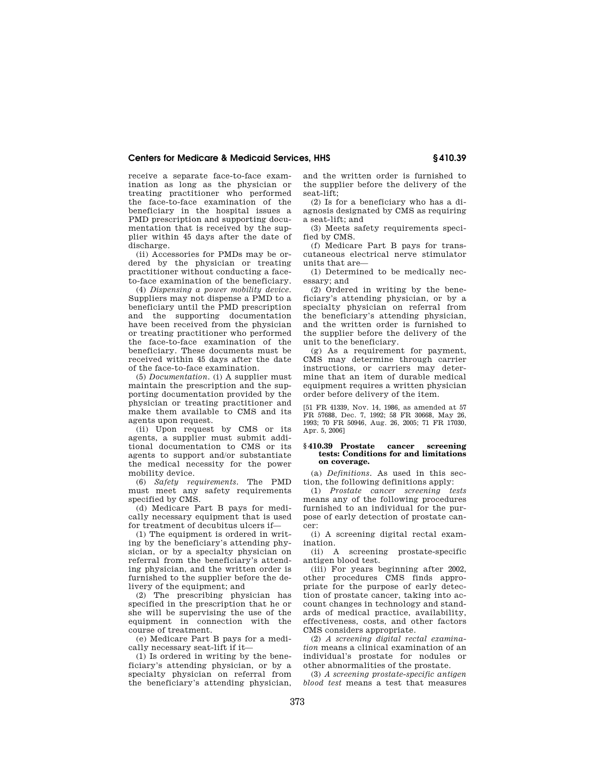receive a separate face-to-face examination as long as the physician or treating practitioner who performed the face-to-face examination of the beneficiary in the hospital issues a PMD prescription and supporting documentation that is received by the supplier within 45 days after the date of discharge.

(ii) Accessories for PMDs may be ordered by the physician or treating practitioner without conducting a face-to-face examination of the beneficiary.

(4) *Dispensing a power mobility device.* Suppliers may not dispense a PMD to a beneficiary until the PMD prescription and the supporting documentation have been received from the physician or treating practitioner who performed the face-to-face examination of the beneficiary. These documents must be received within 45 days after the date of the face-to-face examination.

(5) *Documentation.* (i) A supplier must maintain the prescription and the supporting documentation provided by the physician or treating practitioner and make them available to CMS and its agents upon request.

(ii) Upon request by CMS or its agents, a supplier must submit additional documentation to CMS or its agents to support and/or substantiate the medical necessity for the power mobility device.

(6) *Safety requirements.* The PMD must meet any safety requirements specified by CMS.

(d) Medicare Part B pays for medically necessary equipment that is used for treatment of decubitus ulcers if—

(1) The equipment is ordered in writing by the beneficiary's attending physician, or by a specialty physician on referral from the beneficiary's attending physician, and the written order is furnished to the supplier before the delivery of the equipment; and

(2) The prescribing physician has specified in the prescription that he or she will be supervising the use of the equipment in connection with the course of treatment.

(e) Medicare Part B pays for a medically necessary seat-lift if it—

(1) Is ordered in writing by the beneficiary's attending physician, or by a specialty physician on referral from the beneficiary's attending physician, and the written order is furnished to the supplier before the delivery of the seat-lift;

(2) Is for a beneficiary who has a diagnosis designated by CMS as requiring a seat-lift; and

(3) Meets safety requirements specified by CMS.

(f) Medicare Part B pays for transcutaneous electrical nerve stimulator units that are—

(1) Determined to be medically necessary; and

(2) Ordered in writing by the beneficiary's attending physician, or by a specialty physician on referral from the beneficiary's attending physician, and the written order is furnished to the supplier before the delivery of the unit to the beneficiary.

(g) As a requirement for payment, CMS may determine through carrier instructions, or carriers may determine that an item of durable medical equipment requires a written physician order before delivery of the item.

[51 FR 41339, Nov. 14, 1986, as amended at 57 FR 57688, Dec. 7, 1992; 58 FR 30668, May 26, 1993; 70 FR 50946, Aug. 26, 2005; 71 FR 17030, Apr. 5, 2006]

## § 410.39 Prostate cancer screening tests: Conditions for and limitations on coverage.

(a) *Definitions.* As used in this section, the following definitions apply:

(1) *Prostate cancer screening tests* means any of the following procedures furnished to an individual for the purpose of early detection of prostate cancer:

(i) A screening digital rectal examination.

(ii) A screening prostate-specific antigen blood test.

(iii) For years beginning after 2002, other procedures CMS finds appropriate for the purpose of early detection of prostate cancer, taking into account changes in technology and standards of medical practice, availability, effectiveness, costs, and other factors CMS considers appropriate.

(2) *A screening digital rectal examination* means a clinical examination of an individual's prostate for nodules or other abnormalities of the prostate.

(3) *A screening prostate-specific antigen blood test* means a test that measures